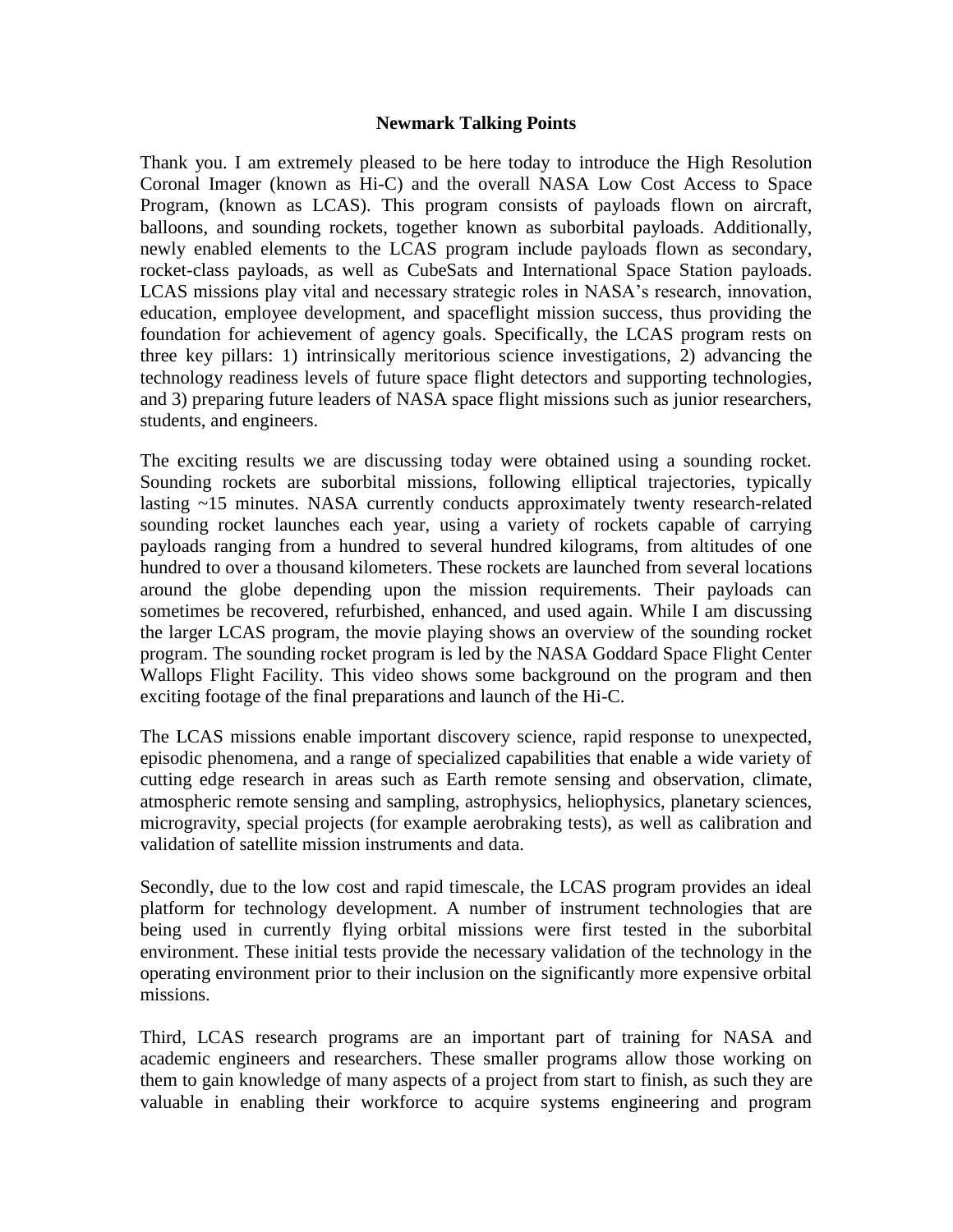# Newmark Talking Points

Thank you. I am extremely pleased to be here today to introduce the High Resolution Coronal Imager (known as Hi-C) and the overall NASA Low Cost Access to Space Program, (known as LCAS). This program consists of payloads flown on aircraft, balloons, and sounding rockets, together known as suborbital payloads. Additionally, newly enabled elements to the LCAS program include payloads flown as secondary, rocket-class payloads, as well as CubeSats and International Space Station payloads. LCAS missions play vital and necessary strategic roles in NASA's research, innovation, education, employee development, and spaceflight mission success, thus providing the foundation for achievement of agency goals. Specifically, the LCAS program rests on three key pillars: 1) intrinsically meritorious science investigations, 2) advancing the technology readiness levels of future space flight detectors and supporting technologies, and 3) preparing future leaders of NASA space flight missions such as junior researchers, students, and engineers.

The exciting results we are discussing today were obtained using a sounding rocket. Sounding rockets are suborbital missions, following elliptical trajectories, typically lasting ~15 minutes. NASA currently conducts approximately twenty research-related sounding rocket launches each year, using a variety of rockets capable of carrying payloads ranging from a hundred to several hundred kilograms, from altitudes of one hundred to over a thousand kilometers. These rockets are launched from several locations around the globe depending upon the mission requirements. Their payloads can sometimes be recovered, refurbished, enhanced, and used again. While I am discussing the larger LCAS program, the movie playing shows an overview of the sounding rocket program. The sounding rocket program is led by the NASA Goddard Space Flight Center Wallops Flight Facility. This video shows some background on the program and then exciting footage of the final preparations and launch of the Hi-C.

The LCAS missions enable important discovery science, rapid response to unexpected, episodic phenomena, and a range of specialized capabilities that enable a wide variety of cutting edge research in areas such as Earth remote sensing and observation, climate, atmospheric remote sensing and sampling, astrophysics, heliophysics, planetary sciences, microgravity, special projects (for example aerobraking tests), as well as calibration and validation of satellite mission instruments and data.

Secondly, due to the low cost and rapid timescale, the LCAS program provides an ideal platform for technology development. A number of instrument technologies that are being used in currently flying orbital missions were first tested in the suborbital environment. These initial tests provide the necessary validation of the technology in the operating environment prior to their inclusion on the significantly more expensive orbital missions.

Third, LCAS research programs are an important part of training for NASA and academic engineers and researchers. These smaller programs allow those working on them to gain knowledge of many aspects of a project from start to finish, as such they are valuable in enabling their workforce to acquire systems engineering and program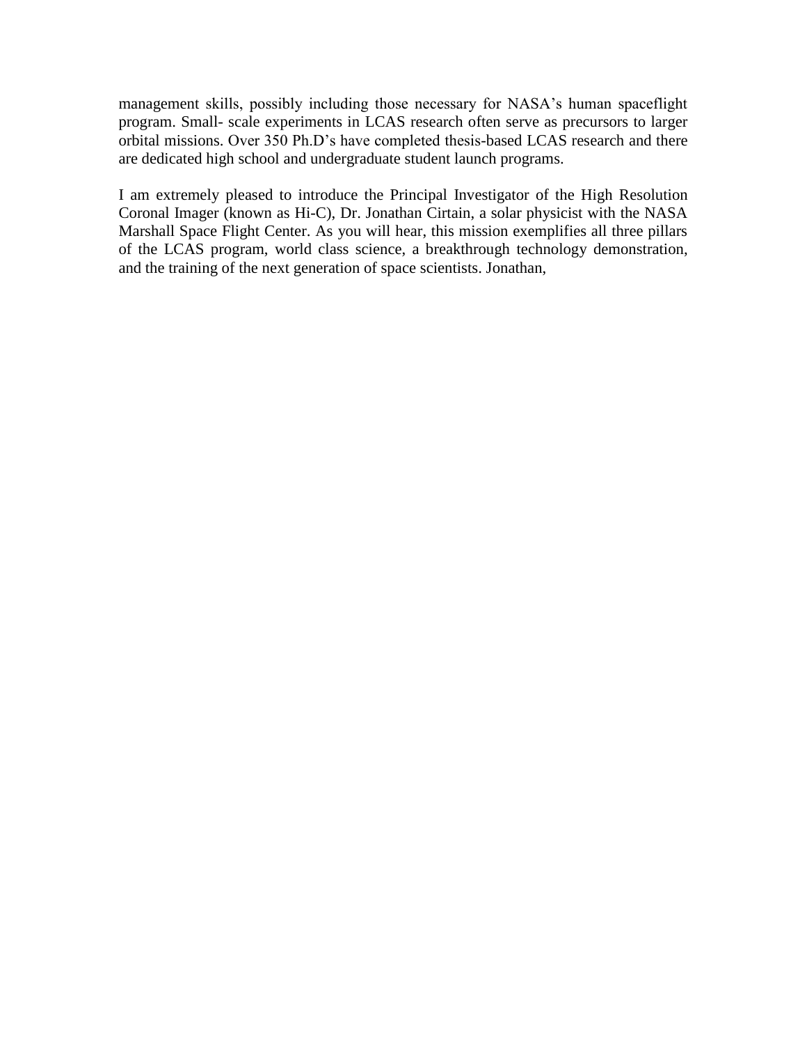management skills, possibly including those necessary for NASA's human spaceflight program. Small- scale experiments in LCAS research often serve as precursors to larger orbital missions. Over 350 Ph.D's have completed thesis-based LCAS research and there are dedicated high school and undergraduate student launch programs.

I am extremely pleased to introduce the Principal Investigator of the High Resolution Coronal Imager (known as Hi-C), Dr. Jonathan Cirtain, a solar physicist with the NASA Marshall Space Flight Center. As you will hear, this mission exemplifies all three pillars of the LCAS program, world class science, a breakthrough technology demonstration, and the training of the next generation of space scientists. Jonathan,